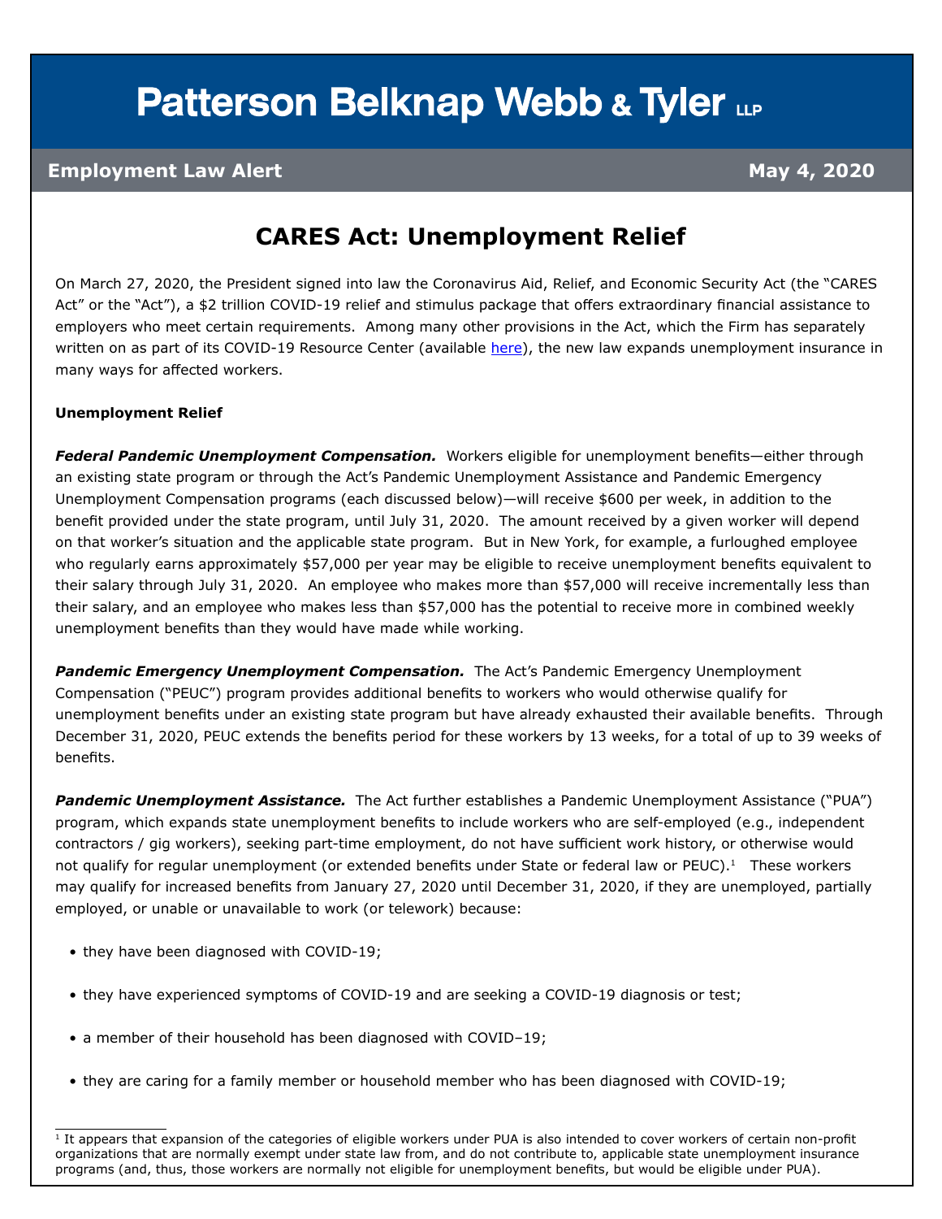# Patterson Belknap Webb & Tyler LLP

**Employment Law Alert** **May 4, 2020**

## CARES Act: Unemployment Relief

On March 27, 2020, the President signed into law the Coronavirus Aid, Relief, and Economic Security Act (the "CARES Act" or the "Act"), a $2 trillion COVID-19 relief and stimulus package that offers extraordinary financial assistance to employers who meet certain requirements. Among many other provisions in the Act, which the Firm has separately written on as part of its COVID-19 Resource Center (available here), the new law expands unemployment insurance in many ways for affected workers.

**Unemployment Relief**

***Federal Pandemic Unemployment Compensation.*** Workers eligible for unemployment benefits—either through an existing state program or through the Act's Pandemic Unemployment Assistance and Pandemic Emergency Unemployment Compensation programs (each discussed below)—will receive $600 per week, in addition to the benefit provided under the state program, until July 31, 2020. The amount received by a given worker will depend on that worker's situation and the applicable state program. But in New York, for example, a furloughed employee who regularly earns approximately $57,000 per year may be eligible to receive unemployment benefits equivalent to their salary through July 31, 2020. An employee who makes more than $57,000 will receive incrementally less than their salary, and an employee who makes less than $57,000 has the potential to receive more in combined weekly unemployment benefits than they would have made while working.

***Pandemic Emergency Unemployment Compensation.*** The Act's Pandemic Emergency Unemployment Compensation ("PEUC") program provides additional benefits to workers who would otherwise qualify for unemployment benefits under an existing state program but have already exhausted their available benefits. Through December 31, 2020, PEUC extends the benefits period for these workers by 13 weeks, for a total of up to 39 weeks of benefits.

***Pandemic Unemployment Assistance.*** The Act further establishes a Pandemic Unemployment Assistance ("PUA") program, which expands state unemployment benefits to include workers who are self-employed (e.g., independent contractors / gig workers), seeking part-time employment, do not have sufficient work history, or otherwise would not qualify for regular unemployment (or extended benefits under State or federal law or PEUC).[1] These workers may qualify for increased benefits from January 27, 2020 until December 31, 2020, if they are unemployed, partially employed, or unable or unavailable to work (or telework) because:

- they have been diagnosed with COVID-19;
- they have experienced symptoms of COVID-19 and are seeking a COVID-19 diagnosis or test;
- a member of their household has been diagnosed with COVID–19;
- they are caring for a family member or household member who has been diagnosed with COVID-19;

---

[1] It appears that expansion of the categories of eligible workers under PUA is also intended to cover workers of certain non-profit organizations that are normally exempt under state law from, and do not contribute to, applicable state unemployment insurance programs (and, thus, those workers are normally not eligible for unemployment benefits, but would be eligible under PUA).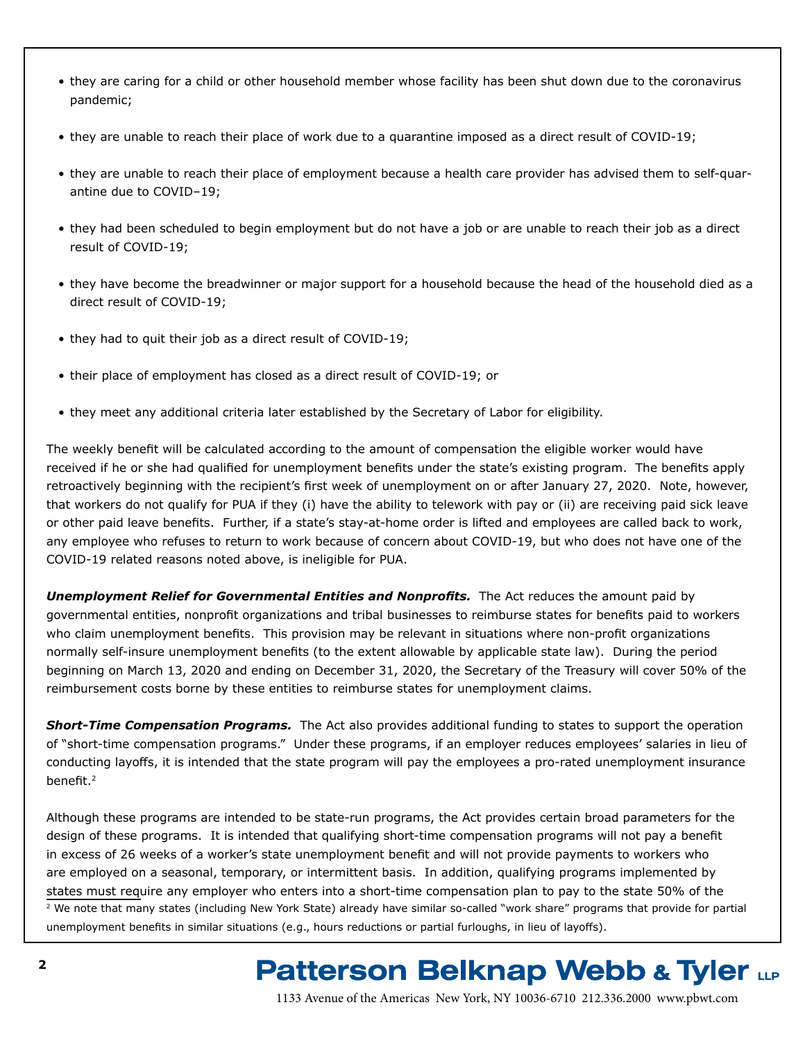- they are caring for a child or other household member whose facility has been shut down due to the coronavirus pandemic;
- they are unable to reach their place of work due to a quarantine imposed as a direct result of COVID-19;
- they are unable to reach their place of employment because a health care provider has advised them to self-quarantine due to COVID–19;
- they had been scheduled to begin employment but do not have a job or are unable to reach their job as a direct result of COVID-19;
- they have become the breadwinner or major support for a household because the head of the household died as a direct result of COVID-19;
- they had to quit their job as a direct result of COVID-19;
- their place of employment has closed as a direct result of COVID-19; or
- they meet any additional criteria later established by the Secretary of Labor for eligibility.

The weekly benefit will be calculated according to the amount of compensation the eligible worker would have received if he or she had qualified for unemployment benefits under the state's existing program. The benefits apply retroactively beginning with the recipient's first week of unemployment on or after January 27, 2020. Note, however, that workers do not qualify for PUA if they (i) have the ability to telework with pay or (ii) are receiving paid sick leave or other paid leave benefits. Further, if a state's stay-at-home order is lifted and employees are called back to work, any employee who refuses to return to work because of concern about COVID-19, but who does not have one of the COVID-19 related reasons noted above, is ineligible for PUA.

***Unemployment Relief for Governmental Entities and Nonprofits.*** The Act reduces the amount paid by governmental entities, nonprofit organizations and tribal businesses to reimburse states for benefits paid to workers who claim unemployment benefits. This provision may be relevant in situations where non-profit organizations normally self-insure unemployment benefits (to the extent allowable by applicable state law). During the period beginning on March 13, 2020 and ending on December 31, 2020, the Secretary of the Treasury will cover 50% of the reimbursement costs borne by these entities to reimburse states for unemployment claims.

***Short-Time Compensation Programs.*** The Act also provides additional funding to states to support the operation of "short-time compensation programs." Under these programs, if an employer reduces employees' salaries in lieu of conducting layoffs, it is intended that the state program will pay the employees a pro-rated unemployment insurance benefit.[2]

Although these programs are intended to be state-run programs, the Act provides certain broad parameters for the design of these programs. It is intended that qualifying short-time compensation programs will not pay a benefit in excess of 26 weeks of a worker's state unemployment benefit and will not provide payments to workers who are employed on a seasonal, temporary, or intermittent basis. In addition, qualifying programs implemented by states must require any employer who enters into a short-time compensation plan to pay to the state 50% of the

[2] We note that many states (including New York State) already have similar so-called "work share" programs that provide for partial unemployment benefits in similar situations (e.g., hours reductions or partial furloughs, in lieu of layoffs).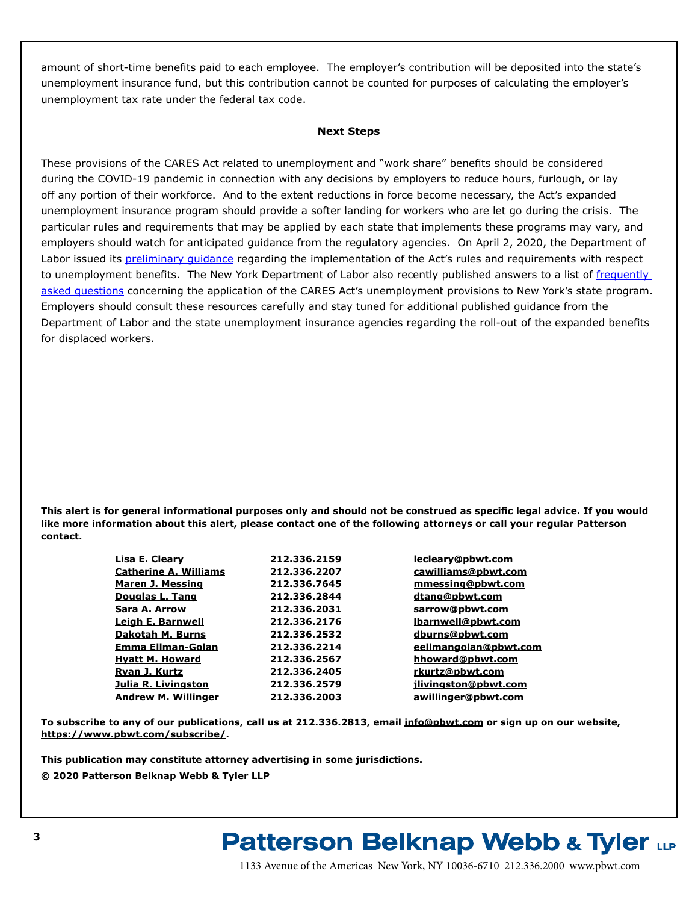amount of short-time benefits paid to each employee. The employer's contribution will be deposited into the state's unemployment insurance fund, but this contribution cannot be counted for purposes of calculating the employer's unemployment tax rate under the federal tax code.

## Next Steps

These provisions of the CARES Act related to unemployment and "work share" benefits should be considered during the COVID-19 pandemic in connection with any decisions by employers to reduce hours, furlough, or lay off any portion of their workforce. And to the extent reductions in force become necessary, the Act's expanded unemployment insurance program should provide a softer landing for workers who are let go during the crisis. The particular rules and requirements that may be applied by each state that implements these programs may vary, and employers should watch for anticipated guidance from the regulatory agencies. On April 2, 2020, the Department of Labor issued its preliminary guidance regarding the implementation of the Act's rules and requirements with respect to unemployment benefits. The New York Department of Labor also recently published answers to a list of frequently asked questions concerning the application of the CARES Act's unemployment provisions to New York's state program. Employers should consult these resources carefully and stay tuned for additional published guidance from the Department of Labor and the state unemployment insurance agencies regarding the roll-out of the expanded benefits for displaced workers.

**This alert is for general informational purposes only and should not be construed as specific legal advice. If you would like more information about this alert, please contact one of the following attorneys or call your regular Patterson contact.**

| | | |
|---|---|---|
| **Lisa E. Cleary** | **212.336.2159** | **lecleary@pbwt.com** |
| **Catherine A. Williams** | **212.336.2207** | **cawilliams@pbwt.com** |
| **Maren J. Messing** | **212.336.7645** | **mmessing@pbwt.com** |
| **Douglas L. Tang** | **212.336.2844** | **dtang@pbwt.com** |
| **Sara A. Arrow** | **212.336.2031** | **sarrow@pbwt.com** |
| **Leigh E. Barnwell** | **212.336.2176** | **lbarnwell@pbwt.com** |
| **Dakotah M. Burns** | **212.336.2532** | **dburns@pbwt.com** |
| **Emma Ellman-Golan** | **212.336.2214** | **eellmangolan@pbwt.com** |
| **Hyatt M. Howard** | **212.336.2567** | **hhoward@pbwt.com** |
| **Ryan J. Kurtz** | **212.336.2405** | **rkurtz@pbwt.com** |
| **Julia R. Livingston** | **212.336.2579** | **jlivingston@pbwt.com** |
| **Andrew M. Willinger** | **212.336.2003** | **awillinger@pbwt.com** |

**To subscribe to any of our publications, call us at 212.336.2813, email info@pbwt.com or sign up on our website, https://www.pbwt.com/subscribe/.**

**This publication may constitute attorney advertising in some jurisdictions.**

**© 2020 Patterson Belknap Webb & Tyler LLP**

**Patterson Belknap Webb & Tyler LLP**

1133 Avenue of the Americas New York, NY 10036-6710 212.336.2000 www.pbwt.com